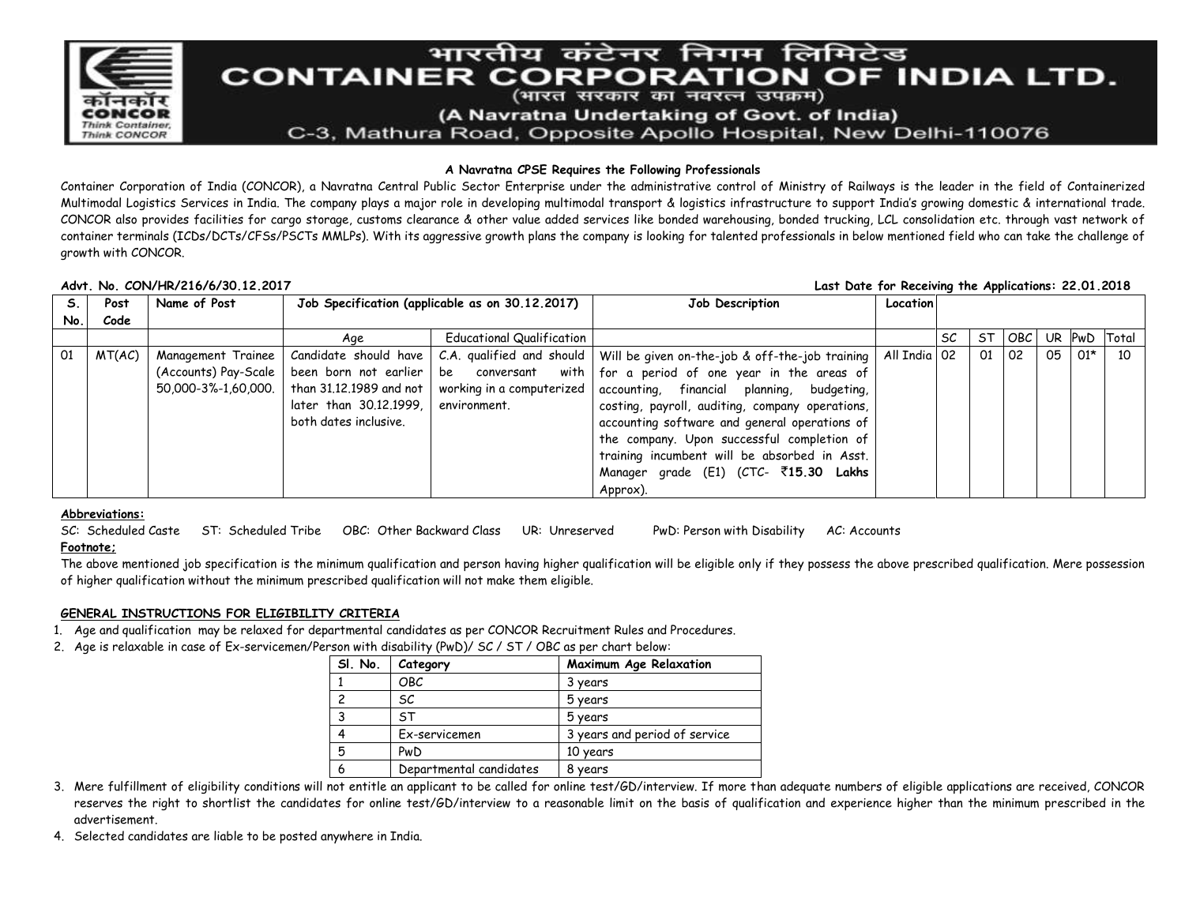# भारतीय कंटेनर निगम लिमिटेड
# CONTAINER CORPORATION OF INDIA LTD.

(भारत सरकार का नवरत्न उपक्रम)

(A Navratna Undertaking of Govt. of India)

C-3, Mathura Road, Opposite Apollo Hospital, New Delhi-110076

**A Navratna CPSE Requires the Following Professionals**

Container Corporation of India (CONCOR), a Navratna Central Public Sector Enterprise under the administrative control of Ministry of Railways is the leader in the field of Containerized Multimodal Logistics Services in India. The company plays a major role in developing multimodal transport & logistics infrastructure to support India's growing domestic & international trade. CONCOR also provides facilities for cargo storage, customs clearance & other value added services like bonded warehousing, bonded trucking, LCL consolidation etc. through vast network of container terminals (ICDs/DCTs/CFSs/PSCTs MMLPs). With its aggressive growth plans the company is looking for talented professionals in below mentioned field who can take the challenge of growth with CONCOR.

**Advt. No. CON/HR/216/6/30.12.2017** **Last Date for Receiving the Applications: 22.01.2018**

| S. No. | Post Code | Name of Post | Job Specification (applicable as on 30.12.2017) | | Job Description | Location | | | | | | |
|---|---|---|---|---|---|---|---|---|---|---|---|---|
| | | | Age | Educational Qualification | | | SC | ST | OBC | UR | PwD | Total |
| 01 | MT(AC) | Management Trainee (Accounts) Pay-Scale 50,000-3%-1,60,000. | Candidate should have been born not earlier than 31.12.1989 and not later than 30.12.1999, both dates inclusive. | C.A. qualified and should be conversant with working in a computerized environment. | Will be given on-the-job & off-the-job training for a period of one year in the areas of accounting, financial planning, budgeting, costing, payroll, auditing, company operations, accounting software and general operations of the company. Upon successful completion of training incumbent will be absorbed in Asst. Manager grade (E1) (CTC- ₹**15.30 Lakhs** Approx). | All India | 02 | 01 | 02 | 05 | 01* | 10 |

**Abbreviations:**

SC: Scheduled Caste ST: Scheduled Tribe OBC: Other Backward Class UR: Unreserved PwD: Person with Disability AC: Accounts

**Footnote;**

The above mentioned job specification is the minimum qualification and person having higher qualification will be eligible only if they possess the above prescribed qualification. Mere possession of higher qualification without the minimum prescribed qualification will not make them eligible.

**GENERAL INSTRUCTIONS FOR ELIGIBILITY CRITERIA**

1. Age and qualification may be relaxed for departmental candidates as per CONCOR Recruitment Rules and Procedures.
2. Age is relaxable in case of Ex-servicemen/Person with disability (PwD)/ SC / ST / OBC as per chart below:

| Sl. No. | Category | Maximum Age Relaxation |
|---|---|---|
| 1 | OBC | 3 years |
| 2 | SC | 5 years |
| 3 | ST | 5 years |
| 4 | Ex-servicemen | 3 years and period of service |
| 5 | PwD | 10 years |
| 6 | Departmental candidates | 8 years |

3. Mere fulfillment of eligibility conditions will not entitle an applicant to be called for online test/GD/interview. If more than adequate numbers of eligible applications are received, CONCOR reserves the right to shortlist the candidates for online test/GD/interview to a reasonable limit on the basis of qualification and experience higher than the minimum prescribed in the advertisement.
4. Selected candidates are liable to be posted anywhere in India.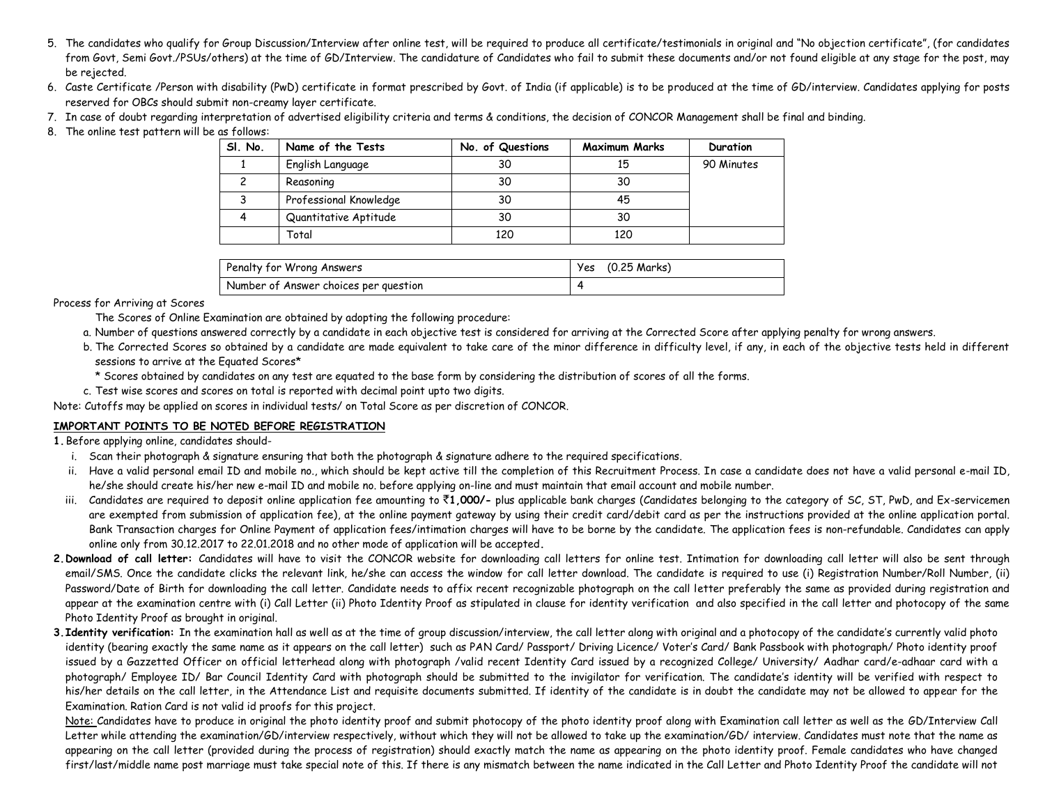5. The candidates who qualify for Group Discussion/Interview after online test, will be required to produce all certificate/testimonials in original and "No objection certificate", (for candidates from Govt, Semi Govt./PSUs/others) at the time of GD/Interview. The candidature of Candidates who fail to submit these documents and/or not found eligible at any stage for the post, may be rejected.
6. Caste Certificate /Person with disability (PwD) certificate in format prescribed by Govt. of India (if applicable) is to be produced at the time of GD/interview. Candidates applying for posts reserved for OBCs should submit non-creamy layer certificate.
7. In case of doubt regarding interpretation of advertised eligibility criteria and terms & conditions, the decision of CONCOR Management shall be final and binding.
8. The online test pattern will be as follows:

| Sl. No. | Name of the Tests | No. of Questions | Maximum Marks | Duration |
|---|---|---|---|---|
| 1 | English Language | 30 | 15 | 90 Minutes |
| 2 | Reasoning | 30 | 30 | |
| 3 | Professional Knowledge | 30 | 45 | |
| 4 | Quantitative Aptitude | 30 | 30 | |
| | Total | 120 | 120 | |

| Penalty for Wrong Answers | Yes (0.25 Marks) |
|---|---|
| Number of Answer choices per question | 4 |

Process for Arriving at Scores

The Scores of Online Examination are obtained by adopting the following procedure:

a. Number of questions answered correctly by a candidate in each objective test is considered for arriving at the Corrected Score after applying penalty for wrong answers.
b. The Corrected Scores so obtained by a candidate are made equivalent to take care of the minor difference in difficulty level, if any, in each of the objective tests held in different sessions to arrive at the Equated Scores*

   * Scores obtained by candidates on any test are equated to the base form by considering the distribution of scores of all the forms.
c. Test wise scores and scores on total is reported with decimal point upto two digits.

Note: Cutoffs may be applied on scores in individual tests/ on Total Score as per discretion of CONCOR.

**IMPORTANT POINTS TO BE NOTED BEFORE REGISTRATION**

**1.** Before applying online, candidates should-

i. Scan their photograph & signature ensuring that both the photograph & signature adhere to the required specifications.
ii. Have a valid personal email ID and mobile no., which should be kept active till the completion of this Recruitment Process. In case a candidate does not have a valid personal e-mail ID, he/she should create his/her new e-mail ID and mobile no. before applying on-line and must maintain that email account and mobile number.
iii. Candidates are required to deposit online application fee amounting to ₹**1,000/-** plus applicable bank charges (Candidates belonging to the category of SC, ST, PwD, and Ex-servicemen are exempted from submission of application fee), at the online payment gateway by using their credit card/debit card as per the instructions provided at the online application portal. Bank Transaction charges for Online Payment of application fees/intimation charges will have to be borne by the candidate. The application fees is non-refundable. Candidates can apply online only from 30.12.2017 to 22.01.2018 and no other mode of application will be accepted**.**

**2. Download of call letter:** Candidates will have to visit the CONCOR website for downloading call letters for online test. Intimation for downloading call letter will also be sent through email/SMS. Once the candidate clicks the relevant link, he/she can access the window for call letter download. The candidate is required to use (i) Registration Number/Roll Number, (ii) Password/Date of Birth for downloading the call letter. Candidate needs to affix recent recognizable photograph on the call letter preferably the same as provided during registration and appear at the examination centre with (i) Call Letter (ii) Photo Identity Proof as stipulated in clause for identity verification and also specified in the call letter and photocopy of the same Photo Identity Proof as brought in original.

**3. Identity verification:** In the examination hall as well as at the time of group discussion/interview, the call letter along with original and a photocopy of the candidate's currently valid photo identity (bearing exactly the same name as it appears on the call letter) such as PAN Card/ Passport/ Driving Licence/ Voter's Card/ Bank Passbook with photograph/ Photo identity proof issued by a Gazzetted Officer on official letterhead along with photograph /valid recent Identity Card issued by a recognized College/ University/ Aadhar card/e-adhaar card with a photograph/ Employee ID/ Bar Council Identity Card with photograph should be submitted to the invigilator for verification. The candidate's identity will be verified with respect to his/her details on the call letter, in the Attendance List and requisite documents submitted. If identity of the candidate is in doubt the candidate may not be allowed to appear for the Examination. Ration Card is not valid id proofs for this project.

Note: Candidates have to produce in original the photo identity proof and submit photocopy of the photo identity proof along with Examination call letter as well as the GD/Interview Call Letter while attending the examination/GD/interview respectively, without which they will not be allowed to take up the examination/GD/ interview. Candidates must note that the name as appearing on the call letter (provided during the process of registration) should exactly match the name as appearing on the photo identity proof. Female candidates who have changed first/last/middle name post marriage must take special note of this. If there is any mismatch between the name indicated in the Call Letter and Photo Identity Proof the candidate will not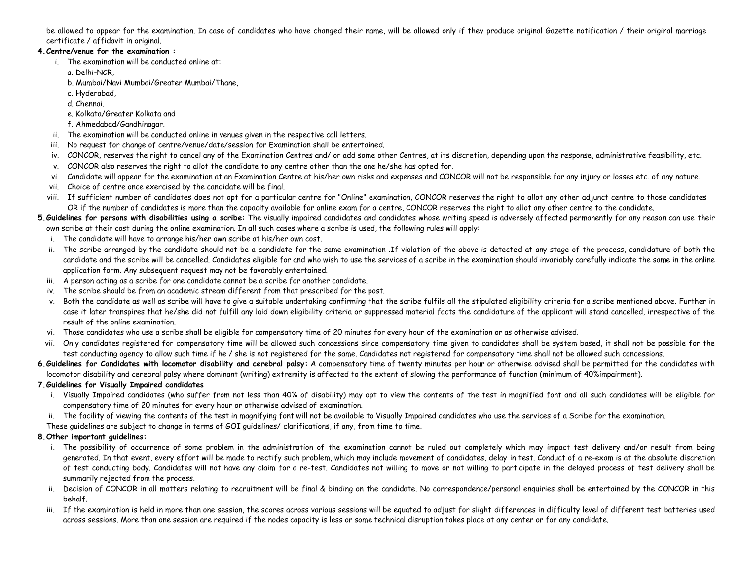be allowed to appear for the examination. In case of candidates who have changed their name, will be allowed only if they produce original Gazette notification / their original marriage certificate / affidavit in original.

**4. Centre/venue for the examination :**

i. The examination will be conducted online at:

a. Delhi-NCR,

b. Mumbai/Navi Mumbai/Greater Mumbai/Thane,

c. Hyderabad,

d. Chennai,

e. Kolkata/Greater Kolkata and

f. Ahmedabad/Gandhinagar.

ii. The examination will be conducted online in venues given in the respective call letters.

iii. No request for change of centre/venue/date/session for Examination shall be entertained.

iv. CONCOR, reserves the right to cancel any of the Examination Centres and/ or add some other Centres, at its discretion, depending upon the response, administrative feasibility, etc.

v. CONCOR also reserves the right to allot the candidate to any centre other than the one he/she has opted for.

vi. Candidate will appear for the examination at an Examination Centre at his/her own risks and expenses and CONCOR will not be responsible for any injury or losses etc. of any nature.

vii. Choice of centre once exercised by the candidate will be final.

viii. If sufficient number of candidates does not opt for a particular centre for "Online" examination, CONCOR reserves the right to allot any other adjunct centre to those candidates OR if the number of candidates is more than the capacity available for online exam for a centre, CONCOR reserves the right to allot any other centre to the candidate.

**5. Guidelines for persons with disabilities using a scribe:** The visually impaired candidates and candidates whose writing speed is adversely affected permanently for any reason can use their own scribe at their cost during the online examination. In all such cases where a scribe is used, the following rules will apply:

i. The candidate will have to arrange his/her own scribe at his/her own cost.

ii. The scribe arranged by the candidate should not be a candidate for the same examination .If violation of the above is detected at any stage of the process, candidature of both the candidate and the scribe will be cancelled. Candidates eligible for and who wish to use the services of a scribe in the examination should invariably carefully indicate the same in the online application form. Any subsequent request may not be favorably entertained.

iii. A person acting as a scribe for one candidate cannot be a scribe for another candidate.

iv. The scribe should be from an academic stream different from that prescribed for the post.

v. Both the candidate as well as scribe will have to give a suitable undertaking confirming that the scribe fulfils all the stipulated eligibility criteria for a scribe mentioned above. Further in case it later transpires that he/she did not fulfill any laid down eligibility criteria or suppressed material facts the candidature of the applicant will stand cancelled, irrespective of the result of the online examination.

vi. Those candidates who use a scribe shall be eligible for compensatory time of 20 minutes for every hour of the examination or as otherwise advised.

vii. Only candidates registered for compensatory time will be allowed such concessions since compensatory time given to candidates shall be system based, it shall not be possible for the test conducting agency to allow such time if he / she is not registered for the same. Candidates not registered for compensatory time shall not be allowed such concessions.

**6. Guidelines for Candidates with locomotor disability and cerebral palsy:** A compensatory time of twenty minutes per hour or otherwise advised shall be permitted for the candidates with locomotor disability and cerebral palsy where dominant (writing) extremity is affected to the extent of slowing the performance of function (minimum of 40%impairment).

**7. Guidelines for Visually Impaired candidates**

i. Visually Impaired candidates (who suffer from not less than 40% of disability) may opt to view the contents of the test in magnified font and all such candidates will be eligible for compensatory time of 20 minutes for every hour or otherwise advised of examination.

ii. The facility of viewing the contents of the test in magnifying font will not be available to Visually Impaired candidates who use the services of a Scribe for the examination.

These guidelines are subject to change in terms of GOI guidelines/ clarifications, if any, from time to time.

**8. Other important guidelines:**

i. The possibility of occurrence of some problem in the administration of the examination cannot be ruled out completely which may impact test delivery and/or result from being generated. In that event, every effort will be made to rectify such problem, which may include movement of candidates, delay in test. Conduct of a re-exam is at the absolute discretion of test conducting body. Candidates will not have any claim for a re-test. Candidates not willing to move or not willing to participate in the delayed process of test delivery shall be summarily rejected from the process.

ii. Decision of CONCOR in all matters relating to recruitment will be final & binding on the candidate. No correspondence/personal enquiries shall be entertained by the CONCOR in this behalf.

iii. If the examination is held in more than one session, the scores across various sessions will be equated to adjust for slight differences in difficulty level of different test batteries used across sessions. More than one session are required if the nodes capacity is less or some technical disruption takes place at any center or for any candidate.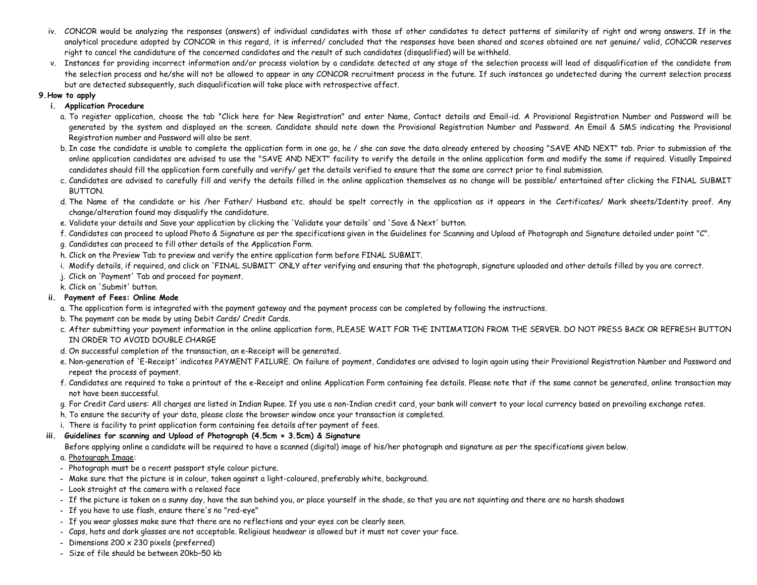iv. CONCOR would be analyzing the responses (answers) of individual candidates with those of other candidates to detect patterns of similarity of right and wrong answers. If in the analytical procedure adopted by CONCOR in this regard, it is inferred/ concluded that the responses have been shared and scores obtained are not genuine/ valid, CONCOR reserves right to cancel the candidature of the concerned candidates and the result of such candidates (disqualified) will be withheld.

v. Instances for providing incorrect information and/or process violation by a candidate detected at any stage of the selection process will lead of disqualification of the candidate from the selection process and he/she will not be allowed to appear in any CONCOR recruitment process in the future. If such instances go undetected during the current selection process but are detected subsequently, such disqualification will take place with retrospective affect.

**9. How to apply**

**i. Application Procedure**

a. To register application, choose the tab "Click here for New Registration" and enter Name, Contact details and Email-id. A Provisional Registration Number and Password will be generated by the system and displayed on the screen. Candidate should note down the Provisional Registration Number and Password. An Email & SMS indicating the Provisional Registration number and Password will also be sent.

b. In case the candidate is unable to complete the application form in one go, he / she can save the data already entered by choosing "SAVE AND NEXT" tab. Prior to submission of the online application candidates are advised to use the "SAVE AND NEXT" facility to verify the details in the online application form and modify the same if required. Visually Impaired candidates should fill the application form carefully and verify/ get the details verified to ensure that the same are correct prior to final submission.

c. Candidates are advised to carefully fill and verify the details filled in the online application themselves as no change will be possible/ entertained after clicking the FINAL SUBMIT BUTTON.

d. The Name of the candidate or his /her Father/ Husband etc. should be spelt correctly in the application as it appears in the Certificates/ Mark sheets/Identity proof. Any change/alteration found may disqualify the candidature.

e. Validate your details and Save your application by clicking the 'Validate your details' and 'Save & Next' button.

f. Candidates can proceed to upload Photo & Signature as per the specifications given in the Guidelines for Scanning and Upload of Photograph and Signature detailed under point "C".

g. Candidates can proceed to fill other details of the Application Form.

h. Click on the Preview Tab to preview and verify the entire application form before FINAL SUBMIT.

i. Modify details, if required, and click on 'FINAL SUBMIT' ONLY after verifying and ensuring that the photograph, signature uploaded and other details filled by you are correct.

j. Click on 'Payment' Tab and proceed for payment.

k. Click on 'Submit' button.

**ii. Payment of Fees: Online Mode**

a. The application form is integrated with the payment gateway and the payment process can be completed by following the instructions.

b. The payment can be made by using Debit Cards/ Credit Cards.

c. After submitting your payment information in the online application form, PLEASE WAIT FOR THE INTIMATION FROM THE SERVER. DO NOT PRESS BACK OR REFRESH BUTTON IN ORDER TO AVOID DOUBLE CHARGE

d. On successful completion of the transaction, an e-Receipt will be generated.

e. Non-generation of 'E-Receipt' indicates PAYMENT FAILURE. On failure of payment, Candidates are advised to login again using their Provisional Registration Number and Password and repeat the process of payment.

f. Candidates are required to take a printout of the e-Receipt and online Application Form containing fee details. Please note that if the same cannot be generated, online transaction may not have been successful.

g. For Credit Card users: All charges are listed in Indian Rupee. If you use a non-Indian credit card, your bank will convert to your local currency based on prevailing exchange rates.

h. To ensure the security of your data, please close the browser window once your transaction is completed.

i. There is facility to print application form containing fee details after payment of fees.

**iii. Guidelines for scanning and Upload of Photograph (4.5cm × 3.5cm) & Signature**

Before applying online a candidate will be required to have a scanned (digital) image of his/her photograph and signature as per the specifications given below.

a. Photograph Image:

- Photograph must be a recent passport style colour picture.
- Make sure that the picture is in colour, taken against a light-coloured, preferably white, background.
- Look straight at the camera with a relaxed face
- If the picture is taken on a sunny day, have the sun behind you, or place yourself in the shade, so that you are not squinting and there are no harsh shadows
- If you have to use flash, ensure there's no "red-eye"
- If you wear glasses make sure that there are no reflections and your eyes can be clearly seen.
- Caps, hats and dark glasses are not acceptable. Religious headwear is allowed but it must not cover your face.
- Dimensions 200 x 230 pixels (preferred)
- Size of file should be between 20kb–50 kb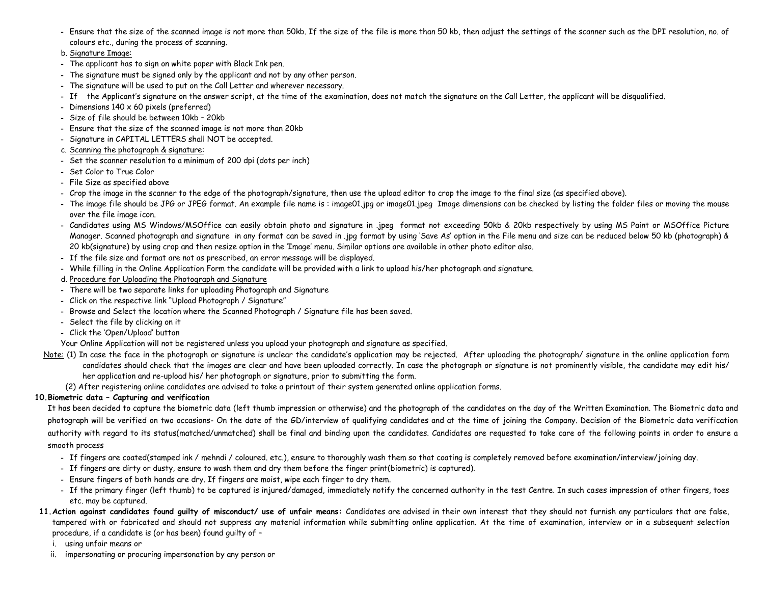- Ensure that the size of the scanned image is not more than 50kb. If the size of the file is more than 50 kb, then adjust the settings of the scanner such as the DPI resolution, no. of colours etc., during the process of scanning.

b. Signature Image:

- The applicant has to sign on white paper with Black Ink pen.
- The signature must be signed only by the applicant and not by any other person.
- The signature will be used to put on the Call Letter and wherever necessary.
- If the Applicant's signature on the answer script, at the time of the examination, does not match the signature on the Call Letter, the applicant will be disqualified.
- Dimensions 140 x 60 pixels (preferred)
- Size of file should be between 10kb – 20kb
- Ensure that the size of the scanned image is not more than 20kb
- Signature in CAPITAL LETTERS shall NOT be accepted.

c. Scanning the photograph & signature:

- Set the scanner resolution to a minimum of 200 dpi (dots per inch)
- Set Color to True Color
- File Size as specified above
- Crop the image in the scanner to the edge of the photograph/signature, then use the upload editor to crop the image to the final size (as specified above).
- The image file should be JPG or JPEG format. An example file name is : image01.jpg or image01.jpeg Image dimensions can be checked by listing the folder files or moving the mouse over the file image icon.
- Candidates using MS Windows/MSOffice can easily obtain photo and signature in .jpeg format not exceeding 50kb & 20kb respectively by using MS Paint or MSOffice Picture Manager. Scanned photograph and signature in any format can be saved in .jpg format by using 'Save As' option in the File menu and size can be reduced below 50 kb (photograph) & 20 kb(signature) by using crop and then resize option in the 'Image' menu. Similar options are available in other photo editor also.
- If the file size and format are not as prescribed, an error message will be displayed.
- While filling in the Online Application Form the candidate will be provided with a link to upload his/her photograph and signature.

d. Procedure for Uploading the Photograph and Signature

- There will be two separate links for uploading Photograph and Signature
- Click on the respective link "Upload Photograph / Signature"
- Browse and Select the location where the Scanned Photograph / Signature file has been saved.
- Select the file by clicking on it
- Click the 'Open/Upload' button

Your Online Application will not be registered unless you upload your photograph and signature as specified.

Note: (1) In case the face in the photograph or signature is unclear the candidate's application may be rejected. After uploading the photograph/ signature in the online application form candidates should check that the images are clear and have been uploaded correctly. In case the photograph or signature is not prominently visible, the candidate may edit his/ her application and re-upload his/ her photograph or signature, prior to submitting the form.

(2) After registering online candidates are advised to take a printout of their system generated online application forms.

**10. Biometric data – Capturing and verification**

It has been decided to capture the biometric data (left thumb impression or otherwise) and the photograph of the candidates on the day of the Written Examination. The Biometric data and photograph will be verified on two occasions- On the date of the GD/interview of qualifying candidates and at the time of joining the Company. Decision of the Biometric data verification authority with regard to its status(matched/unmatched) shall be final and binding upon the candidates. Candidates are requested to take care of the following points in order to ensure a smooth process

- If fingers are coated(stamped ink / mehndi / coloured. etc.), ensure to thoroughly wash them so that coating is completely removed before examination/interview/joining day.
- If fingers are dirty or dusty, ensure to wash them and dry them before the finger print(biometric) is captured).
- Ensure fingers of both hands are dry. If fingers are moist, wipe each finger to dry them.
- If the primary finger (left thumb) to be captured is injured/damaged, immediately notify the concerned authority in the test Centre. In such cases impression of other fingers, toes etc. may be captured.

**11. Action against candidates found guilty of misconduct/ use of unfair means:** Candidates are advised in their own interest that they should not furnish any particulars that are false, tampered with or fabricated and should not suppress any material information while submitting online application. At the time of examination, interview or in a subsequent selection procedure, if a candidate is (or has been) found guilty of –

i. using unfair means or

ii. impersonating or procuring impersonation by any person or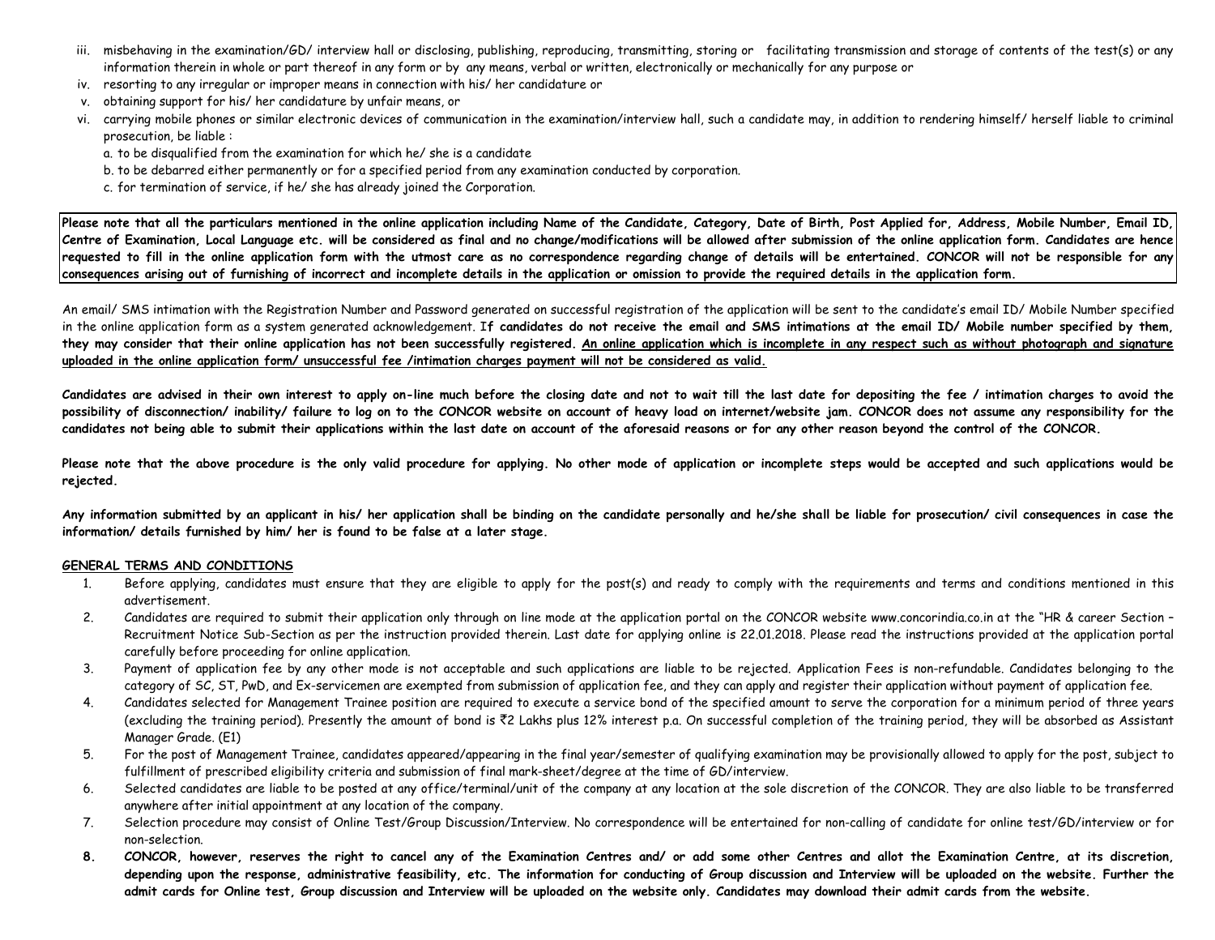iii. misbehaving in the examination/GD/ interview hall or disclosing, publishing, reproducing, transmitting, storing or facilitating transmission and storage of contents of the test(s) or any information therein in whole or part thereof in any form or by any means, verbal or written, electronically or mechanically for any purpose or

iv. resorting to any irregular or improper means in connection with his/ her candidature or

v. obtaining support for his/ her candidature by unfair means, or

vi. carrying mobile phones or similar electronic devices of communication in the examination/interview hall, such a candidate may, in addition to rendering himself/ herself liable to criminal prosecution, be liable :

a. to be disqualified from the examination for which he/ she is a candidate

b. to be debarred either permanently or for a specified period from any examination conducted by corporation.

c. for termination of service, if he/ she has already joined the Corporation.

**Please note that all the particulars mentioned in the online application including Name of the Candidate, Category, Date of Birth, Post Applied for, Address, Mobile Number, Email ID, Centre of Examination, Local Language etc. will be considered as final and no change/modifications will be allowed after submission of the online application form. Candidates are hence requested to fill in the online application form with the utmost care as no correspondence regarding change of details will be entertained. CONCOR will not be responsible for any consequences arising out of furnishing of incorrect and incomplete details in the application or omission to provide the required details in the application form.**

An email/ SMS intimation with the Registration Number and Password generated on successful registration of the application will be sent to the candidate's email ID/ Mobile Number specified in the online application form as a system generated acknowledgement. **If candidates do not receive the email and SMS intimations at the email ID/ Mobile number specified by them, they may consider that their online application has not been successfully registered. An online application which is incomplete in any respect such as without photograph and signature uploaded in the online application form/ unsuccessful fee /intimation charges payment will not be considered as valid.**

**Candidates are advised in their own interest to apply on-line much before the closing date and not to wait till the last date for depositing the fee / intimation charges to avoid the possibility of disconnection/ inability/ failure to log on to the CONCOR website on account of heavy load on internet/website jam. CONCOR does not assume any responsibility for the candidates not being able to submit their applications within the last date on account of the aforesaid reasons or for any other reason beyond the control of the CONCOR.**

**Please note that the above procedure is the only valid procedure for applying. No other mode of application or incomplete steps would be accepted and such applications would be rejected.**

**Any information submitted by an applicant in his/ her application shall be binding on the candidate personally and he/she shall be liable for prosecution/ civil consequences in case the information/ details furnished by him/ her is found to be false at a later stage.**

## GENERAL TERMS AND CONDITIONS

1. Before applying, candidates must ensure that they are eligible to apply for the post(s) and ready to comply with the requirements and terms and conditions mentioned in this advertisement.
2. Candidates are required to submit their application only through on line mode at the application portal on the CONCOR website www.concorindia.co.in at the "HR & career Section – Recruitment Notice Sub-Section as per the instruction provided therein. Last date for applying online is 22.01.2018. Please read the instructions provided at the application portal carefully before proceeding for online application.
3. Payment of application fee by any other mode is not acceptable and such applications are liable to be rejected. Application Fees is non-refundable. Candidates belonging to the category of SC, ST, PwD, and Ex-servicemen are exempted from submission of application fee, and they can apply and register their application without payment of application fee.
4. Candidates selected for Management Trainee position are required to execute a service bond of the specified amount to serve the corporation for a minimum period of three years (excluding the training period). Presently the amount of bond is ₹2 Lakhs plus 12% interest p.a. On successful completion of the training period, they will be absorbed as Assistant Manager Grade. (E1)
5. For the post of Management Trainee, candidates appeared/appearing in the final year/semester of qualifying examination may be provisionally allowed to apply for the post, subject to fulfillment of prescribed eligibility criteria and submission of final mark-sheet/degree at the time of GD/interview.
6. Selected candidates are liable to be posted at any office/terminal/unit of the company at any location at the sole discretion of the CONCOR. They are also liable to be transferred anywhere after initial appointment at any location of the company.
7. Selection procedure may consist of Online Test/Group Discussion/Interview. No correspondence will be entertained for non-calling of candidate for online test/GD/interview or for non-selection.
8. **CONCOR, however, reserves the right to cancel any of the Examination Centres and/ or add some other Centres and allot the Examination Centre, at its discretion, depending upon the response, administrative feasibility, etc. The information for conducting of Group discussion and Interview will be uploaded on the website. Further the admit cards for Online test, Group discussion and Interview will be uploaded on the website only. Candidates may download their admit cards from the website.**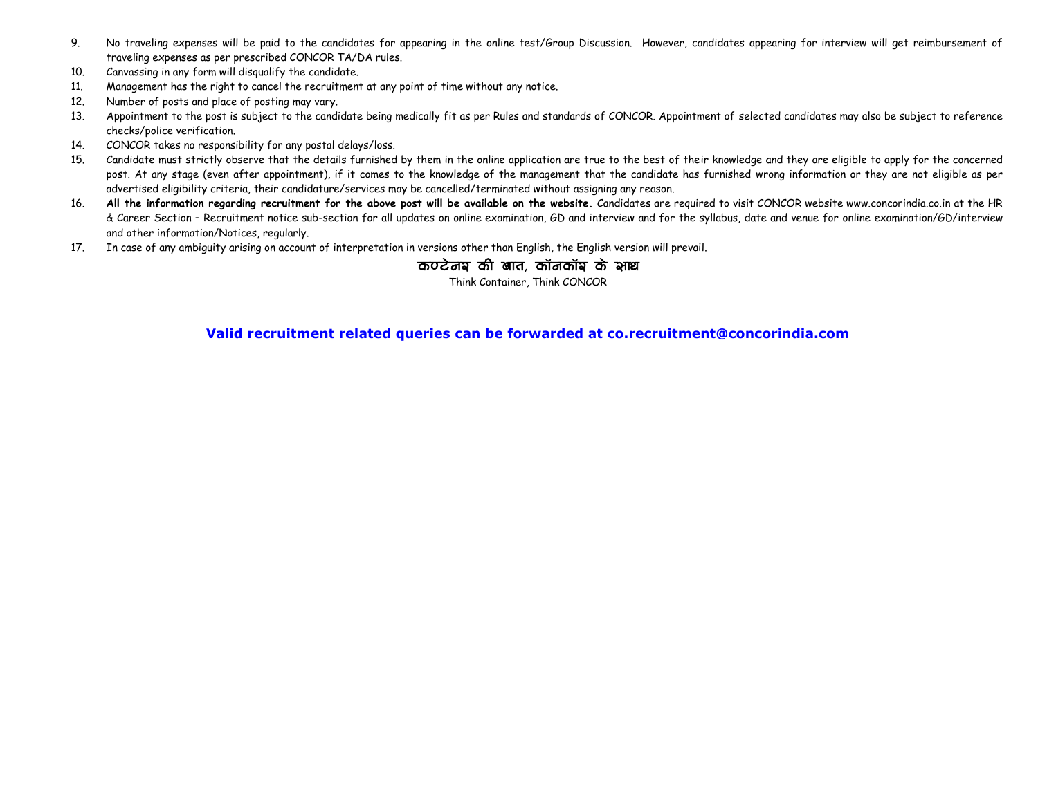9. No traveling expenses will be paid to the candidates for appearing in the online test/Group Discussion. However, candidates appearing for interview will get reimbursement of traveling expenses as per prescribed CONCOR TA/DA rules.
10. Canvassing in any form will disqualify the candidate.
11. Management has the right to cancel the recruitment at any point of time without any notice.
12. Number of posts and place of posting may vary.
13. Appointment to the post is subject to the candidate being medically fit as per Rules and standards of CONCOR. Appointment of selected candidates may also be subject to reference checks/police verification.
14. CONCOR takes no responsibility for any postal delays/loss.
15. Candidate must strictly observe that the details furnished by them in the online application are true to the best of their knowledge and they are eligible to apply for the concerned post. At any stage (even after appointment), if it comes to the knowledge of the management that the candidate has furnished wrong information or they are not eligible as per advertised eligibility criteria, their candidature/services may be cancelled/terminated without assigning any reason.
16. **All the information regarding recruitment for the above post will be available on the website.** Candidates are required to visit CONCOR website www.concorindia.co.in at the HR & Career Section – Recruitment notice sub-section for all updates on online examination, GD and interview and for the syllabus, date and venue for online examination/GD/interview and other information/Notices, regularly.
17. In case of any ambiguity arising on account of interpretation in versions other than English, the English version will prevail.

**कण्टेनर की बात, कॉनकॉर के साथ**

Think Container, Think CONCOR

**Valid recruitment related queries can be forwarded at co.recruitment@concorindia.com**